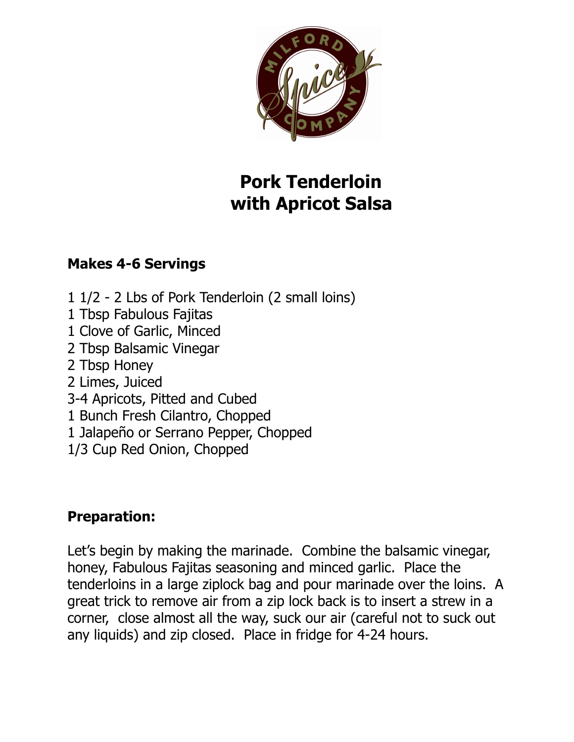# Pork Tenderloin with Apricot Salsa

**Makes 4-6 Servings**

1 1/2 - 2 Lbs of Pork Tenderloin (2 small loins)
1 Tbsp Fabulous Fajitas
1 Clove of Garlic, Minced
2 Tbsp Balsamic Vinegar
2 Tbsp Honey
2 Limes, Juiced
3-4 Apricots, Pitted and Cubed
1 Bunch Fresh Cilantro, Chopped
1 Jalapeño or Serrano Pepper, Chopped
1/3 Cup Red Onion, Chopped

**Preparation:**

Let's begin by making the marinade. Combine the balsamic vinegar, honey, Fabulous Fajitas seasoning and minced garlic. Place the tenderloins in a large ziplock bag and pour marinade over the loins. A great trick to remove air from a zip lock back is to insert a strew in a corner, close almost all the way, suck our air (careful not to suck out any liquids) and zip closed. Place in fridge for 4-24 hours.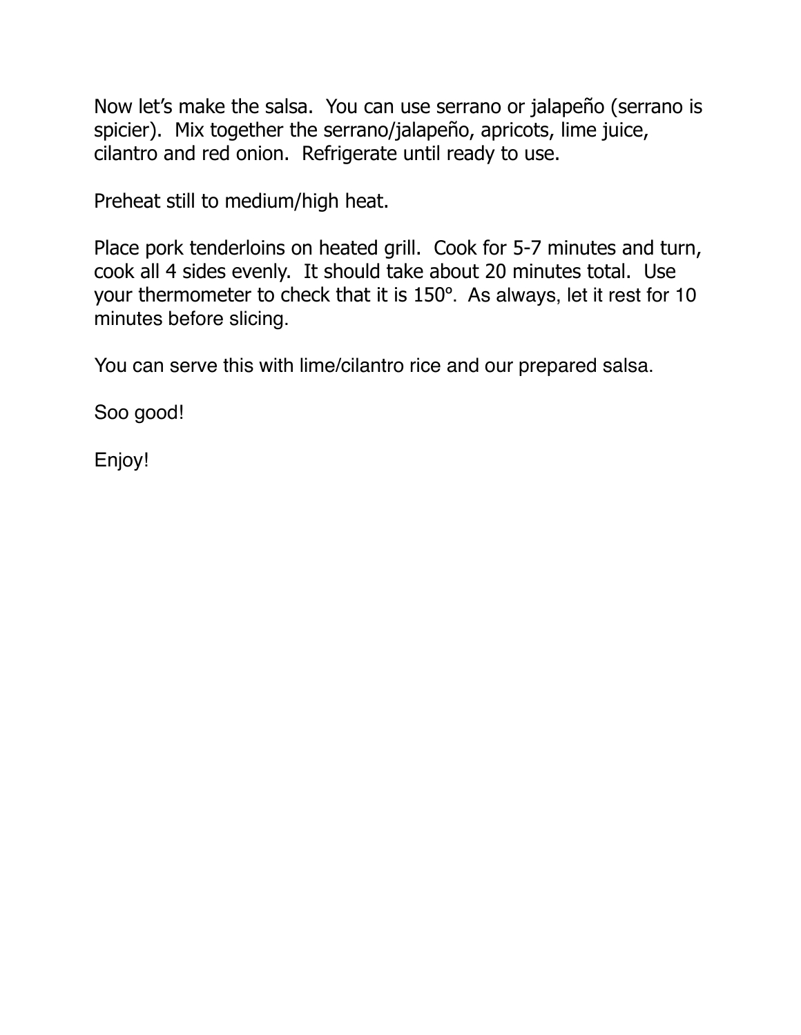Now let's make the salsa. You can use serrano or jalapeño (serrano is spicier). Mix together the serrano/jalapeño, apricots, lime juice, cilantro and red onion. Refrigerate until ready to use.

Preheat still to medium/high heat.

Place pork tenderloins on heated grill. Cook for 5-7 minutes and turn, cook all 4 sides evenly. It should take about 20 minutes total. Use your thermometer to check that it is 150º. As always, let it rest for 10 minutes before slicing.

You can serve this with lime/cilantro rice and our prepared salsa.

Soo good!

Enjoy!